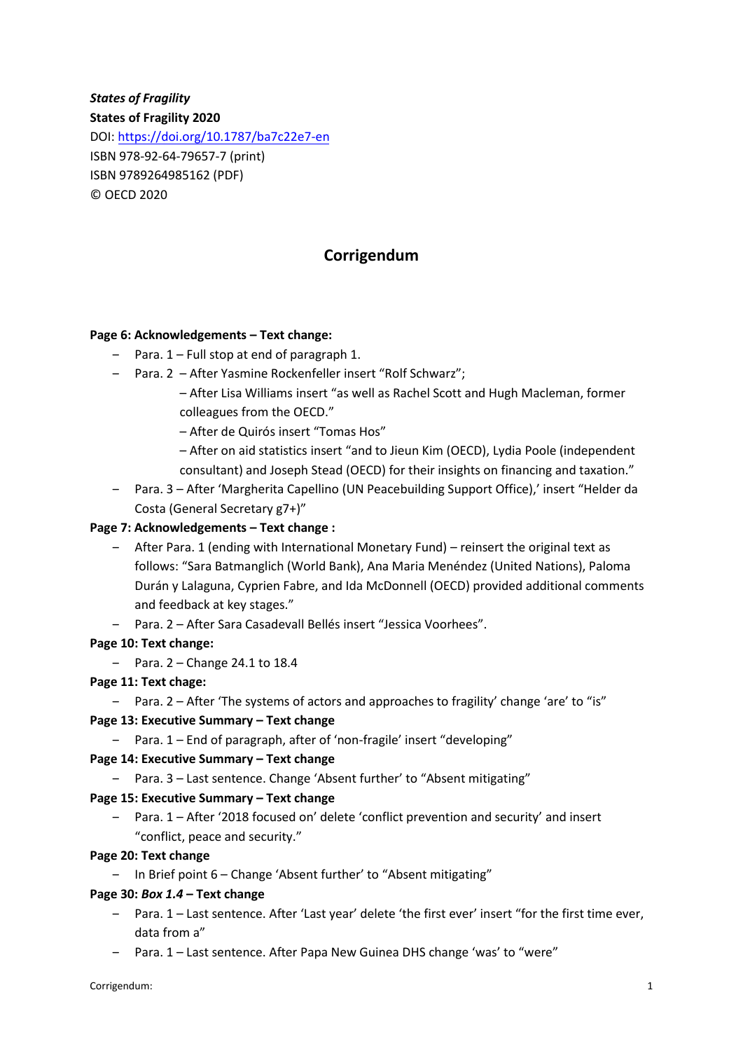***States of Fragility***

**States of Fragility 2020**

DOI: https://doi.org/10.1787/ba7c22e7-en

ISBN 978-92-64-79657-7 (print)

ISBN 9789264985162 (PDF)

© OECD 2020

# Corrigendum

**Page 6: Acknowledgements – Text change:**

- Para. 1 – Full stop at end of paragraph 1.
- Para. 2 – After Yasmine Rockenfeller insert "Rolf Schwarz";
  - After Lisa Williams insert "as well as Rachel Scott and Hugh Macleman, former colleagues from the OECD."
  - After de Quirós insert "Tomas Hos"
  - After on aid statistics insert "and to Jieun Kim (OECD), Lydia Poole (independent consultant) and Joseph Stead (OECD) for their insights on financing and taxation."
- Para. 3 – After 'Margherita Capellino (UN Peacebuilding Support Office),' insert "Helder da Costa (General Secretary g7+)"

**Page 7: Acknowledgements – Text change :**

- After Para. 1 (ending with International Monetary Fund) – reinsert the original text as follows: "Sara Batmanglich (World Bank), Ana Maria Menéndez (United Nations), Paloma Durán y Lalaguna, Cyprien Fabre, and Ida McDonnell (OECD) provided additional comments and feedback at key stages."
- Para. 2 – After Sara Casadevall Bellés insert "Jessica Voorhees".

**Page 10: Text change:**

- Para. 2 – Change 24.1 to 18.4

**Page 11: Text chage:**

- Para. 2 – After 'The systems of actors and approaches to fragility' change 'are' to "is"

**Page 13: Executive Summary – Text change**

- Para. 1 – End of paragraph, after of 'non-fragile' insert "developing"

**Page 14: Executive Summary – Text change**

- Para. 3 – Last sentence. Change 'Absent further' to "Absent mitigating"

**Page 15: Executive Summary – Text change**

- Para. 1 – After '2018 focused on' delete 'conflict prevention and security' and insert "conflict, peace and security."

**Page 20: Text change**

- In Brief point 6 – Change 'Absent further' to "Absent mitigating"

**Page 30: *Box 1.4* – Text change**

- Para. 1 – Last sentence. After 'Last year' delete 'the first ever' insert "for the first time ever, data from a"
- Para. 1 – Last sentence. After Papa New Guinea DHS change 'was' to "were"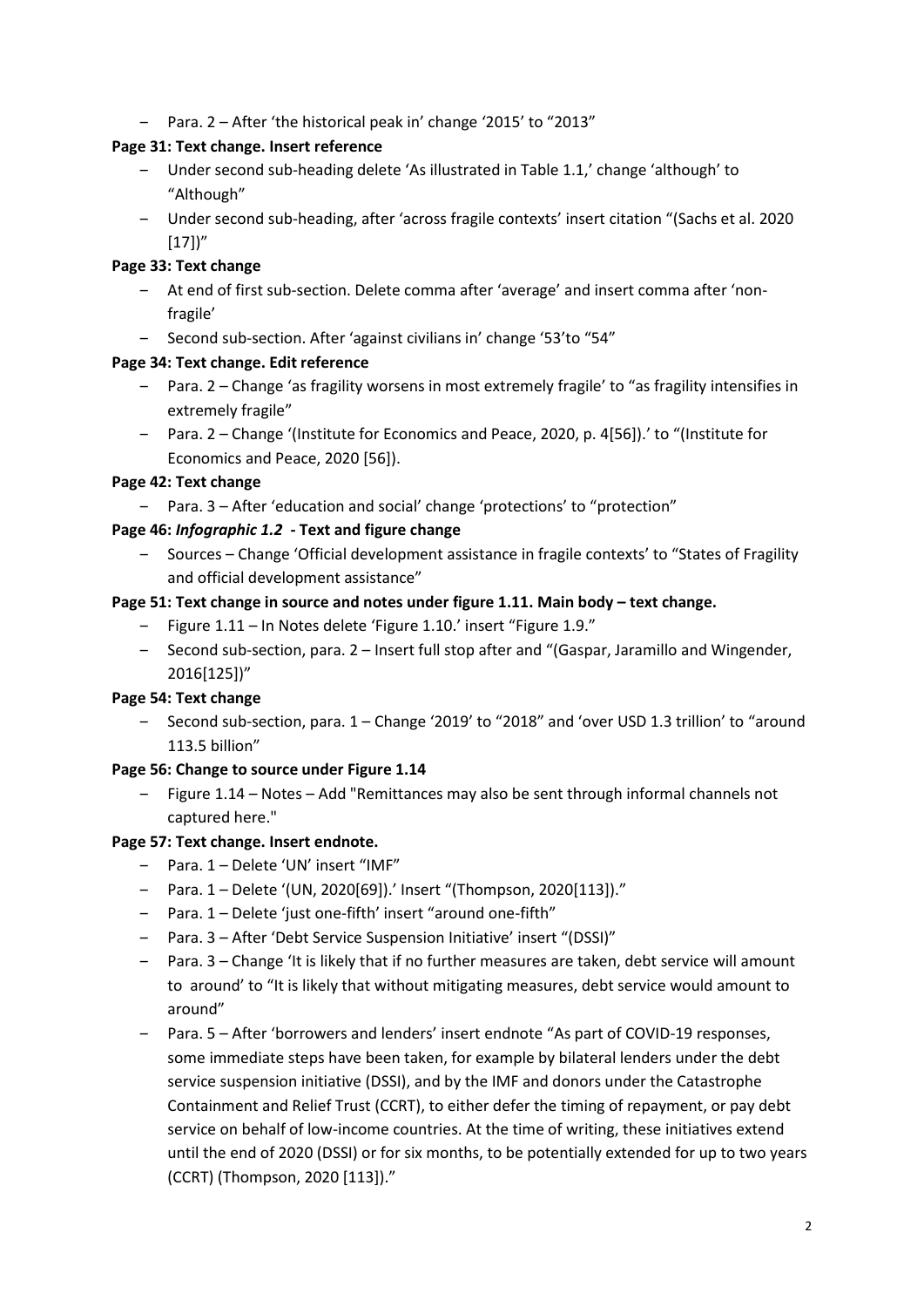- Para. 2 – After 'the historical peak in' change '2015' to "2013"

**Page 31: Text change. Insert reference**

- Under second sub-heading delete 'As illustrated in Table 1.1,' change 'although' to "Although"
- Under second sub-heading, after 'across fragile contexts' insert citation "(Sachs et al. 2020 [17])"

**Page 33: Text change**

- At end of first sub-section. Delete comma after 'average' and insert comma after 'non-fragile'
- Second sub-section. After 'against civilians in' change '53'to "54"

**Page 34: Text change. Edit reference**

- Para. 2 – Change 'as fragility worsens in most extremely fragile' to "as fragility intensifies in extremely fragile"
- Para. 2 – Change '(Institute for Economics and Peace, 2020, p. 4[56]).' to "(Institute for Economics and Peace, 2020 [56]).

**Page 42: Text change**

- Para. 3 – After 'education and social' change 'protections' to "protection"

**Page 46: *Infographic 1.2* - Text and figure change**

- Sources – Change 'Official development assistance in fragile contexts' to "States of Fragility and official development assistance"

**Page 51: Text change in source and notes under figure 1.11. Main body – text change.**

- Figure 1.11 – In Notes delete 'Figure 1.10.' insert "Figure 1.9."
- Second sub-section, para. 2 – Insert full stop after and "(Gaspar, Jaramillo and Wingender, 2016[125])"

**Page 54: Text change**

- Second sub-section, para. 1 – Change '2019' to "2018" and 'over USD 1.3 trillion' to "around 113.5 billion"

**Page 56: Change to source under Figure 1.14**

- Figure 1.14 – Notes – Add "Remittances may also be sent through informal channels not captured here."

**Page 57: Text change. Insert endnote.**

- Para. 1 – Delete 'UN' insert "IMF"
- Para. 1 – Delete '(UN, 2020[69]).' Insert "(Thompson, 2020[113])."
- Para. 1 – Delete 'just one-fifth' insert "around one-fifth"
- Para. 3 – After 'Debt Service Suspension Initiative' insert "(DSSI)"
- Para. 3 – Change 'It is likely that if no further measures are taken, debt service will amount to around' to "It is likely that without mitigating measures, debt service would amount to around"
- Para. 5 – After 'borrowers and lenders' insert endnote "As part of COVID-19 responses, some immediate steps have been taken, for example by bilateral lenders under the debt service suspension initiative (DSSI), and by the IMF and donors under the Catastrophe Containment and Relief Trust (CCRT), to either defer the timing of repayment, or pay debt service on behalf of low-income countries. At the time of writing, these initiatives extend until the end of 2020 (DSSI) or for six months, to be potentially extended for up to two years (CCRT) (Thompson, 2020 [113])."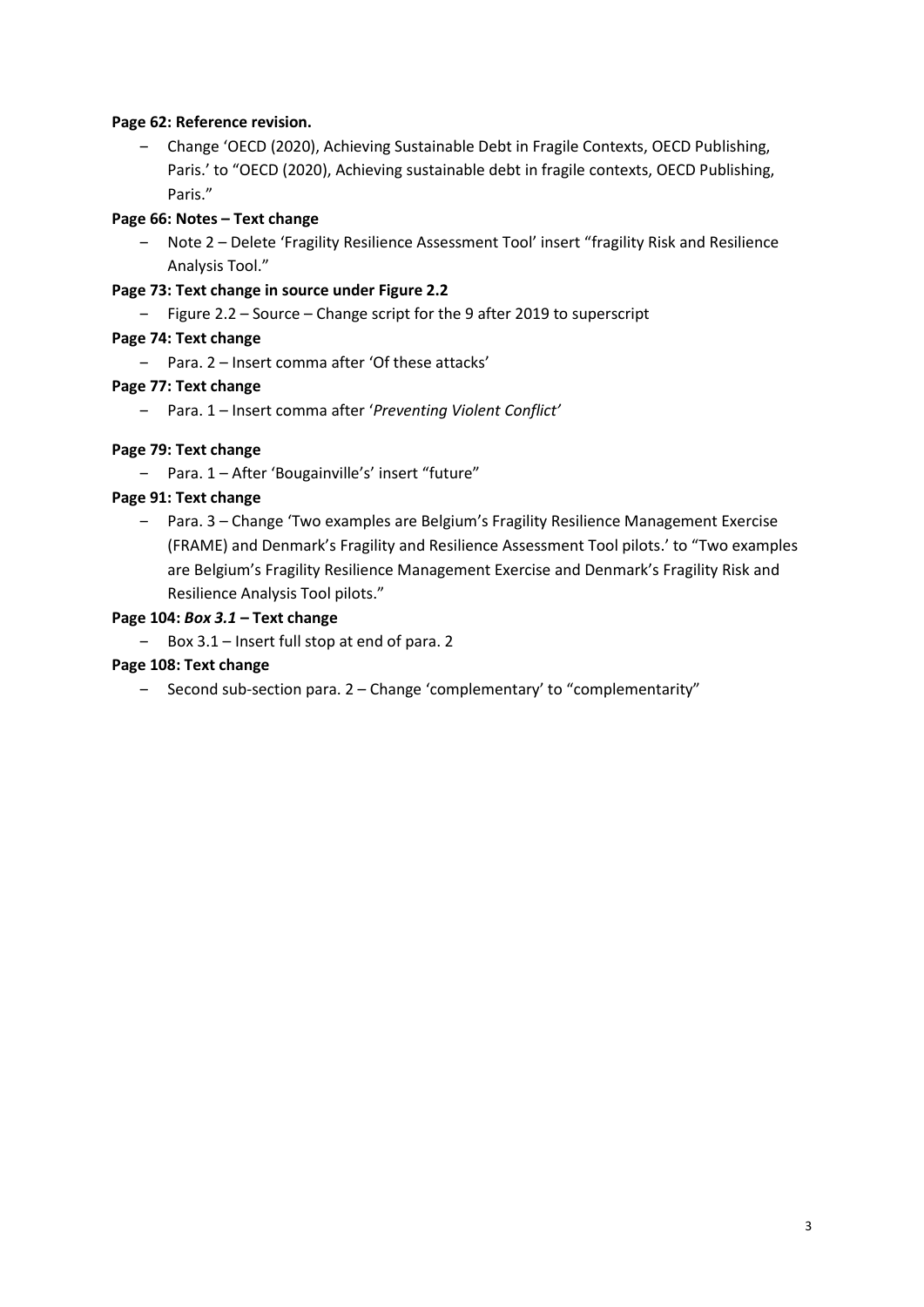**Page 62: Reference revision.**

- Change 'OECD (2020), Achieving Sustainable Debt in Fragile Contexts, OECD Publishing, Paris.' to "OECD (2020), Achieving sustainable debt in fragile contexts, OECD Publishing, Paris."

**Page 66: Notes – Text change**

- Note 2 – Delete 'Fragility Resilience Assessment Tool' insert "fragility Risk and Resilience Analysis Tool."

**Page 73: Text change in source under Figure 2.2**

- Figure 2.2 – Source – Change script for the 9 after 2019 to superscript

**Page 74: Text change**

- Para. 2 – Insert comma after 'Of these attacks'

**Page 77: Text change**

- Para. 1 – Insert comma after '*Preventing Violent Conflict*'

**Page 79: Text change**

- Para. 1 – After 'Bougainville's' insert "future"

**Page 91: Text change**

- Para. 3 – Change 'Two examples are Belgium's Fragility Resilience Management Exercise (FRAME) and Denmark's Fragility and Resilience Assessment Tool pilots.' to "Two examples are Belgium's Fragility Resilience Management Exercise and Denmark's Fragility Risk and Resilience Analysis Tool pilots."

**Page 104: *Box 3.1* – Text change**

- Box 3.1 – Insert full stop at end of para. 2

**Page 108: Text change**

- Second sub-section para. 2 – Change 'complementary' to "complementarity"